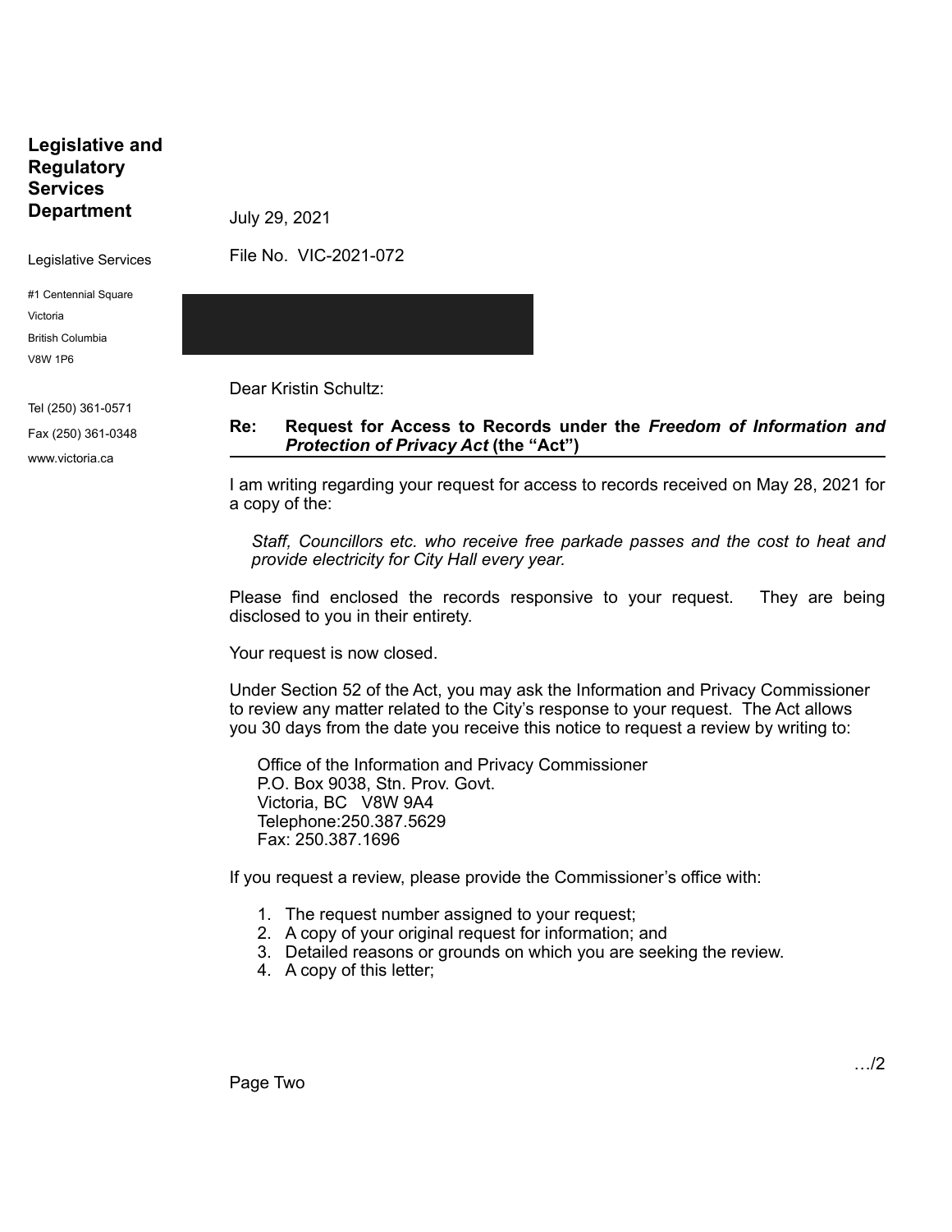**Legislative and Regulatory Services Department**

Legislative Services

#1 Centennial Square
Victoria
British Columbia
V8W 1P6

Tel (250) 361-0571
Fax (250) 361-0348
www.victoria.ca

July 29, 2021

File No. VIC-2021-072

Dear Kristin Schultz:

**Re: Request for Access to Records under the *Freedom of Information and Protection of Privacy Act* (the "Act")**

I am writing regarding your request for access to records received on May 28, 2021 for a copy of the:

> *Staff, Councillors etc. who receive free parkade passes and the cost to heat and provide electricity for City Hall every year.*

Please find enclosed the records responsive to your request. They are being disclosed to you in their entirety.

Your request is now closed.

Under Section 52 of the Act, you may ask the Information and Privacy Commissioner to review any matter related to the City's response to your request. The Act allows you 30 days from the date you receive this notice to request a review by writing to:

Office of the Information and Privacy Commissioner
P.O. Box 9038, Stn. Prov. Govt.
Victoria, BC V8W 9A4
Telephone:250.387.5629
Fax: 250.387.1696

If you request a review, please provide the Commissioner's office with:

1. The request number assigned to your request;
2. A copy of your original request for information; and
3. Detailed reasons or grounds on which you are seeking the review.
4. A copy of this letter;

…/2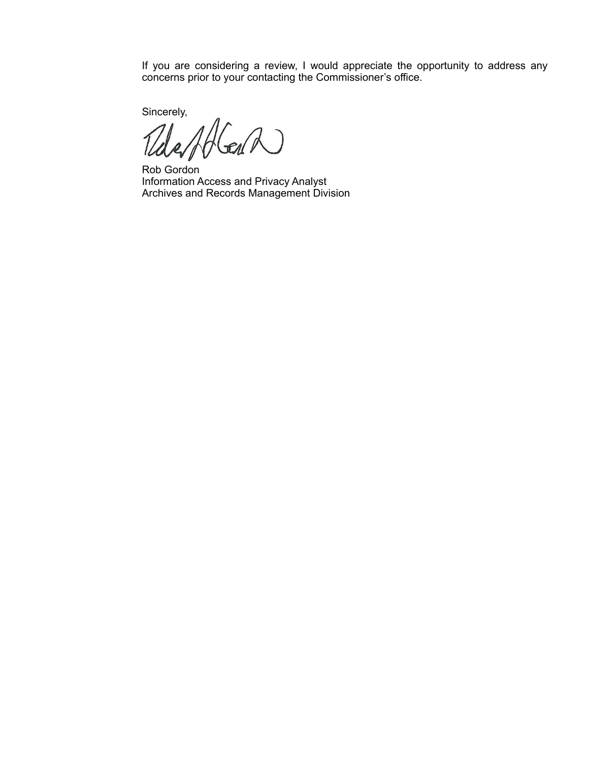If you are considering a review, I would appreciate the opportunity to address any concerns prior to your contacting the Commissioner's office.

Sincerely,

Rob Gordon
Information Access and Privacy Analyst
Archives and Records Management Division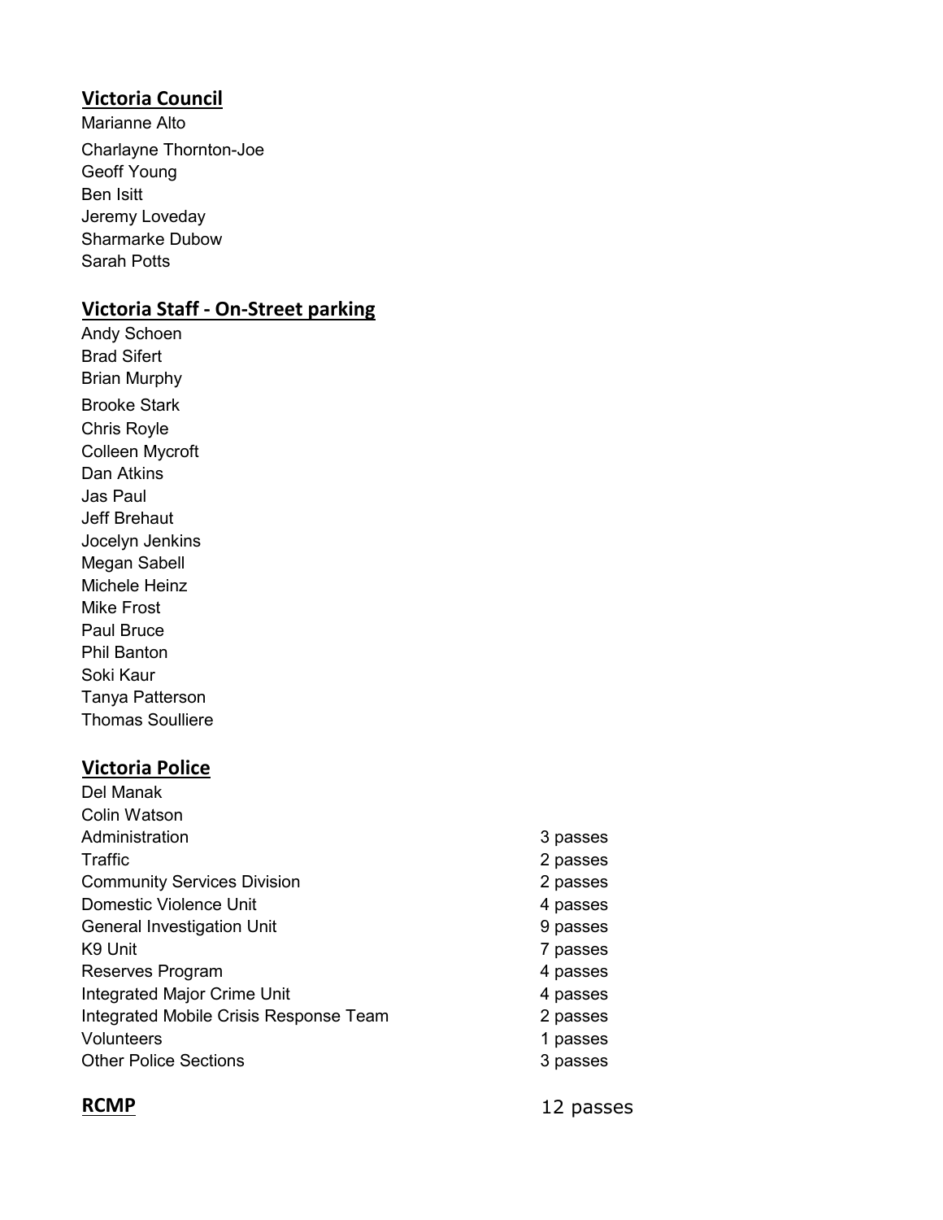## Victoria Council

Marianne Alto
Charlayne Thornton-Joe
Geoff Young
Ben Isitt
Jeremy Loveday
Sharmarke Dubow
Sarah Potts

## Victoria Staff - On-Street parking

Andy Schoen
Brad Sifert
Brian Murphy
Brooke Stark
Chris Royle
Colleen Mycroft
Dan Atkins
Jas Paul
Jeff Brehaut
Jocelyn Jenkins
Megan Sabell
Michele Heinz
Mike Frost
Paul Bruce
Phil Banton
Soki Kaur
Tanya Patterson
Thomas Soulliere

## Victoria Police

Del Manak
Colin Watson

| | |
|---|---|
| Administration | 3 passes |
| Traffic | 2 passes |
| Community Services Division | 2 passes |
| Domestic Violence Unit | 4 passes |
| General Investigation Unit | 9 passes |
| K9 Unit | 7 passes |
| Reserves Program | 4 passes |
| Integrated Major Crime Unit | 4 passes |
| Integrated Mobile Crisis Response Team | 2 passes |
| Volunteers | 1 passes |
| Other Police Sections | 3 passes |

## RCMP

12 passes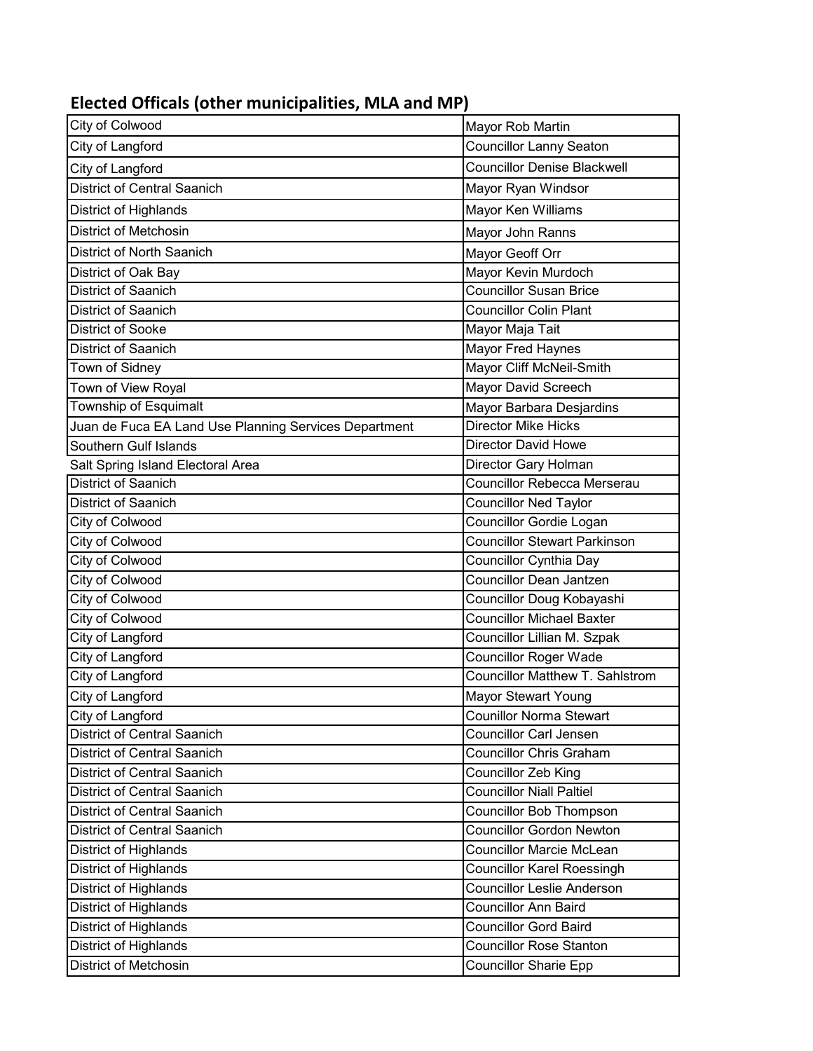## Elected Officals (other municipalities, MLA and MP)

| | |
|---|---|
| City of Colwood | Mayor Rob Martin |
| City of Langford | Councillor Lanny Seaton |
| City of Langford | Councillor Denise Blackwell |
| District of Central Saanich | Mayor Ryan Windsor |
| District of Highlands | Mayor Ken Williams |
| District of Metchosin | Mayor John Ranns |
| District of North Saanich | Mayor Geoff Orr |
| District of Oak Bay | Mayor Kevin Murdoch |
| District of Saanich | Councillor Susan Brice |
| District of Saanich | Councillor Colin Plant |
| District of Sooke | Mayor Maja Tait |
| District of Saanich | Mayor Fred Haynes |
| Town of Sidney | Mayor Cliff McNeil-Smith |
| Town of View Royal | Mayor David Screech |
| Township of Esquimalt | Mayor Barbara Desjardins |
| Juan de Fuca EA Land Use Planning Services Department | Director Mike Hicks |
| Southern Gulf Islands | Director David Howe |
| Salt Spring Island Electoral Area | Director Gary Holman |
| District of Saanich | Councillor Rebecca Merserau |
| District of Saanich | Councillor Ned Taylor |
| City of Colwood | Councillor Gordie Logan |
| City of Colwood | Councillor Stewart Parkinson |
| City of Colwood | Councillor Cynthia Day |
| City of Colwood | Councillor Dean Jantzen |
| City of Colwood | Councillor Doug Kobayashi |
| City of Colwood | Councillor Michael Baxter |
| City of Langford | Councillor Lillian M. Szpak |
| City of Langford | Councillor Roger Wade |
| City of Langford | Councillor Matthew T. Sahlstrom |
| City of Langford | Mayor Stewart Young |
| City of Langford | Counillor Norma Stewart |
| District of Central Saanich | Councillor Carl Jensen |
| District of Central Saanich | Councillor Chris Graham |
| District of Central Saanich | Councillor Zeb King |
| District of Central Saanich | Councillor Niall Paltiel |
| District of Central Saanich | Councillor Bob Thompson |
| District of Central Saanich | Councillor Gordon Newton |
| District of Highlands | Councillor Marcie McLean |
| District of Highlands | Councillor Karel Roessingh |
| District of Highlands | Councillor Leslie Anderson |
| District of Highlands | Councillor Ann Baird |
| District of Highlands | Councillor Gord Baird |
| District of Highlands | Councillor Rose Stanton |
| District of Metchosin | Councillor Sharie Epp |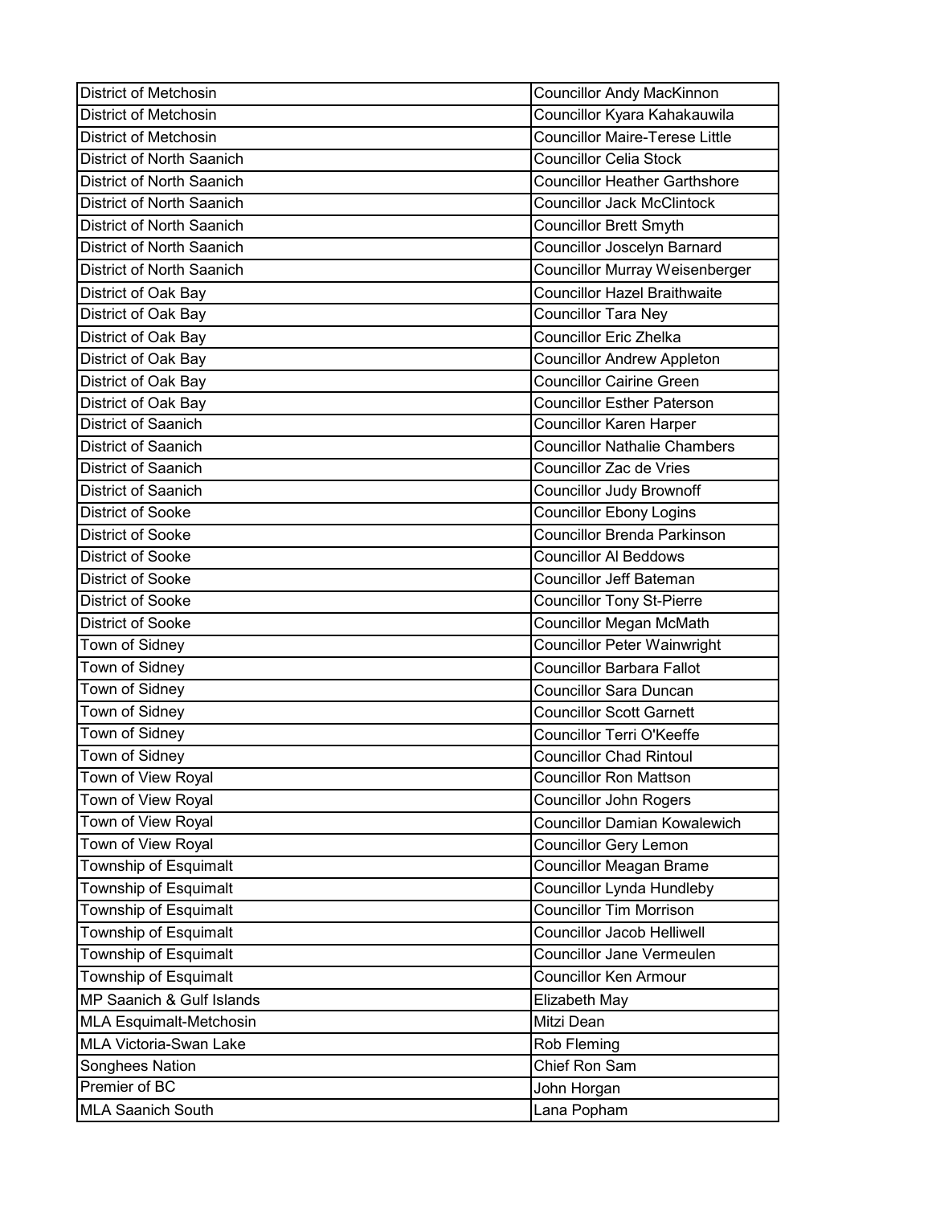| | |
|---|---|
| District of Metchosin | Councillor Andy MacKinnon |
| District of Metchosin | Councillor Kyara Kahakauwila |
| District of Metchosin | Councillor Maire-Terese Little |
| District of North Saanich | Councillor Celia Stock |
| District of North Saanich | Councillor Heather Garthshore |
| District of North Saanich | Councillor Jack McClintock |
| District of North Saanich | Councillor Brett Smyth |
| District of North Saanich | Councillor Joscelyn Barnard |
| District of North Saanich | Councillor Murray Weisenberger |
| District of Oak Bay | Councillor Hazel Braithwaite |
| District of Oak Bay | Councillor Tara Ney |
| District of Oak Bay | Councillor Eric Zhelka |
| District of Oak Bay | Councillor Andrew Appleton |
| District of Oak Bay | Councillor Cairine Green |
| District of Oak Bay | Councillor Esther Paterson |
| District of Saanich | Councillor Karen Harper |
| District of Saanich | Councillor Nathalie Chambers |
| District of Saanich | Councillor Zac de Vries |
| District of Saanich | Councillor Judy Brownoff |
| District of Sooke | Councillor Ebony Logins |
| District of Sooke | Councillor Brenda Parkinson |
| District of Sooke | Councillor Al Beddows |
| District of Sooke | Councillor Jeff Bateman |
| District of Sooke | Councillor Tony St-Pierre |
| District of Sooke | Councillor Megan McMath |
| Town of Sidney | Councillor Peter Wainwright |
| Town of Sidney | Councillor Barbara Fallot |
| Town of Sidney | Councillor Sara Duncan |
| Town of Sidney | Councillor Scott Garnett |
| Town of Sidney | Councillor Terri O'Keeffe |
| Town of Sidney | Councillor Chad Rintoul |
| Town of View Royal | Councillor Ron Mattson |
| Town of View Royal | Councillor John Rogers |
| Town of View Royal | Councillor Damian Kowalewich |
| Town of View Royal | Councillor Gery Lemon |
| Township of Esquimalt | Councillor Meagan Brame |
| Township of Esquimalt | Councillor Lynda Hundleby |
| Township of Esquimalt | Councillor Tim Morrison |
| Township of Esquimalt | Councillor Jacob Helliwell |
| Township of Esquimalt | Councillor Jane Vermeulen |
| Township of Esquimalt | Councillor Ken Armour |
| MP Saanich & Gulf Islands | Elizabeth May |
| MLA Esquimalt-Metchosin | Mitzi Dean |
| MLA Victoria-Swan Lake | Rob Fleming |
| Songhees Nation | Chief Ron Sam |
| Premier of BC | John Horgan |
| MLA Saanich South | Lana Popham |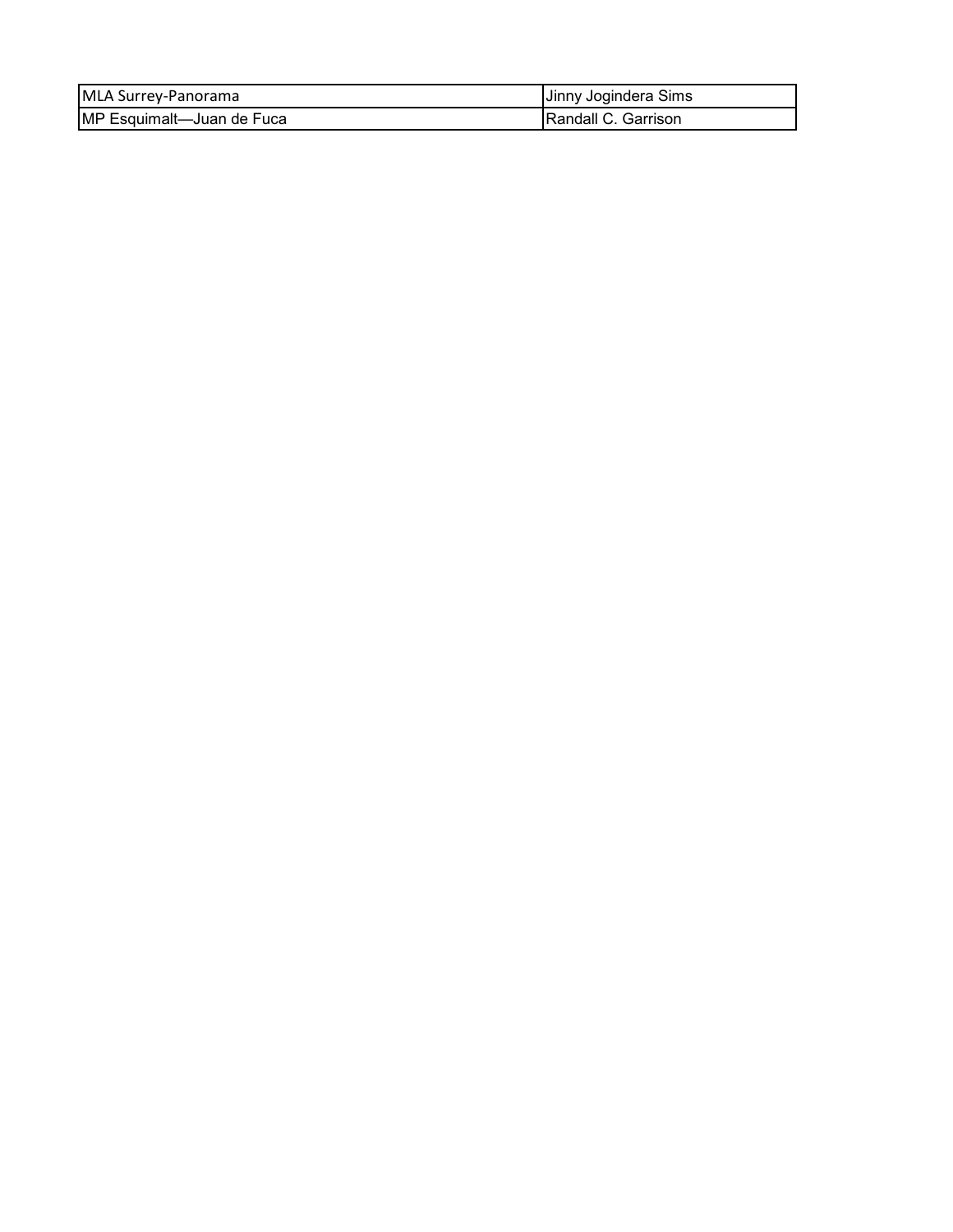| | |
|---|---|
| MLA Surrey-Panorama | Jinny Jogindera Sims |
| MP Esquimalt—Juan de Fuca | Randall C. Garrison |